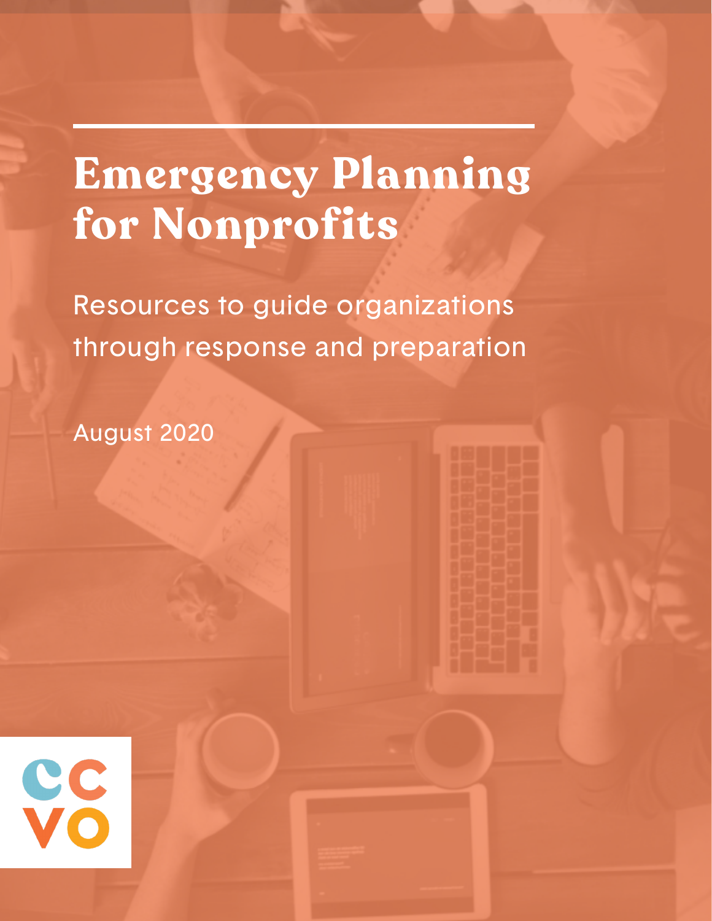# Emergency Planning for Nonprofits

Resources to guide organizations through response and preparation

August 2020

CCVO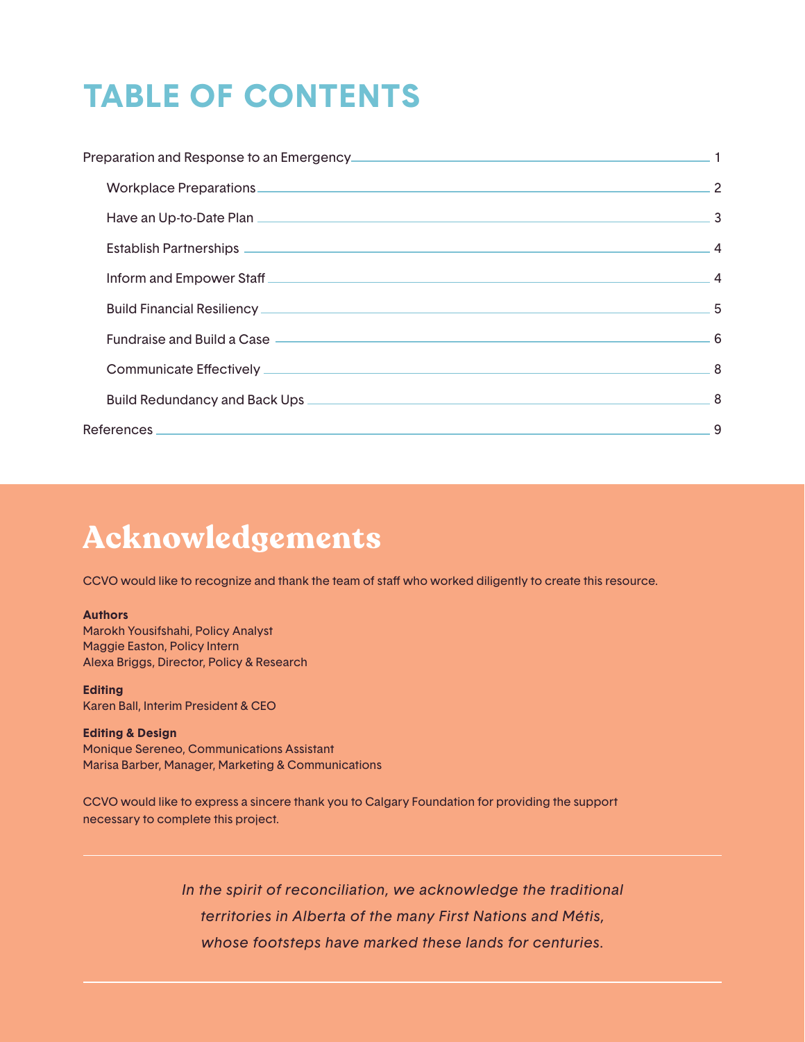# TABLE OF CONTENTS

- Preparation and Response to an Emergency ........ 1
  - Workplace Preparations ........ 2
  - Have an Up-to-Date Plan ........ 3
  - Establish Partnerships ........ 4
  - Inform and Empower Staff ........ 4
  - Build Financial Resiliency ........ 5
  - Fundraise and Build a Case ........ 6
  - Communicate Effectively ........ 8
  - Build Redundancy and Back Ups ........ 8
- References ........ 9

# Acknowledgements

CCVO would like to recognize and thank the team of staff who worked diligently to create this resource.

**Authors**
Marokh Yousifshahi, Policy Analyst
Maggie Easton, Policy Intern
Alexa Briggs, Director, Policy & Research

**Editing**
Karen Ball, Interim President & CEO

**Editing & Design**
Monique Sereneo, Communications Assistant
Marisa Barber, Manager, Marketing & Communications

CCVO would like to express a sincere thank you to Calgary Foundation for providing the support necessary to complete this project.

---

*In the spirit of reconciliation, we acknowledge the traditional territories in Alberta of the many First Nations and Métis, whose footsteps have marked these lands for centuries.*

---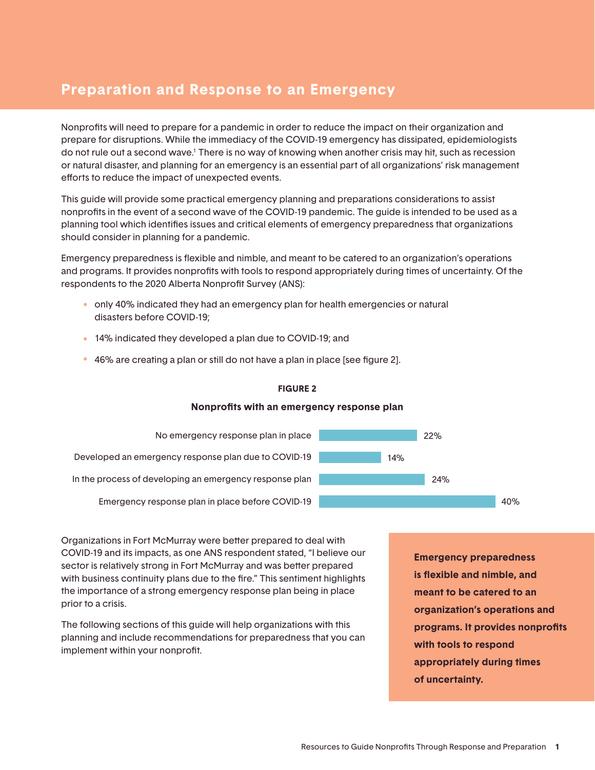# Preparation and Response to an Emergency

Nonprofits will need to prepare for a pandemic in order to reduce the impact on their organization and prepare for disruptions. While the immediacy of the COVID-19 emergency has dissipated, epidemiologists do not rule out a second wave.[1] There is no way of knowing when another crisis may hit, such as recession or natural disaster, and planning for an emergency is an essential part of all organizations' risk management efforts to reduce the impact of unexpected events.

This guide will provide some practical emergency planning and preparations considerations to assist nonprofits in the event of a second wave of the COVID-19 pandemic. The guide is intended to be used as a planning tool which identifies issues and critical elements of emergency preparedness that organizations should consider in planning for a pandemic.

Emergency preparedness is flexible and nimble, and meant to be catered to an organization's operations and programs. It provides nonprofits with tools to respond appropriately during times of uncertainty. Of the respondents to the 2020 Alberta Nonprofit Survey (ANS):

- only 40% indicated they had an emergency plan for health emergencies or natural disasters before COVID-19;
- 14% indicated they developed a plan due to COVID-19; and
- 46% are creating a plan or still do not have a plan in place [see figure 2].

**FIGURE 2**

**Nonprofits with an emergency response plan**

| Response | Percentage |
|---|---|
| No emergency response plan in place | 22% |
| Developed an emergency response plan due to COVID-19 | 14% |
| In the process of developing an emergency response plan | 24% |
| Emergency response plan in place before COVID-19 | 40% |

Organizations in Fort McMurray were better prepared to deal with COVID-19 and its impacts, as one ANS respondent stated, "I believe our sector is relatively strong in Fort McMurray and was better prepared with business continuity plans due to the fire." This sentiment highlights the importance of a strong emergency response plan being in place prior to a crisis.

The following sections of this guide will help organizations with this planning and include recommendations for preparedness that you can implement within your nonprofit.

**Emergency preparedness is flexible and nimble, and meant to be catered to an organization's operations and programs. It provides nonprofits with tools to respond appropriately during times of uncertainty.**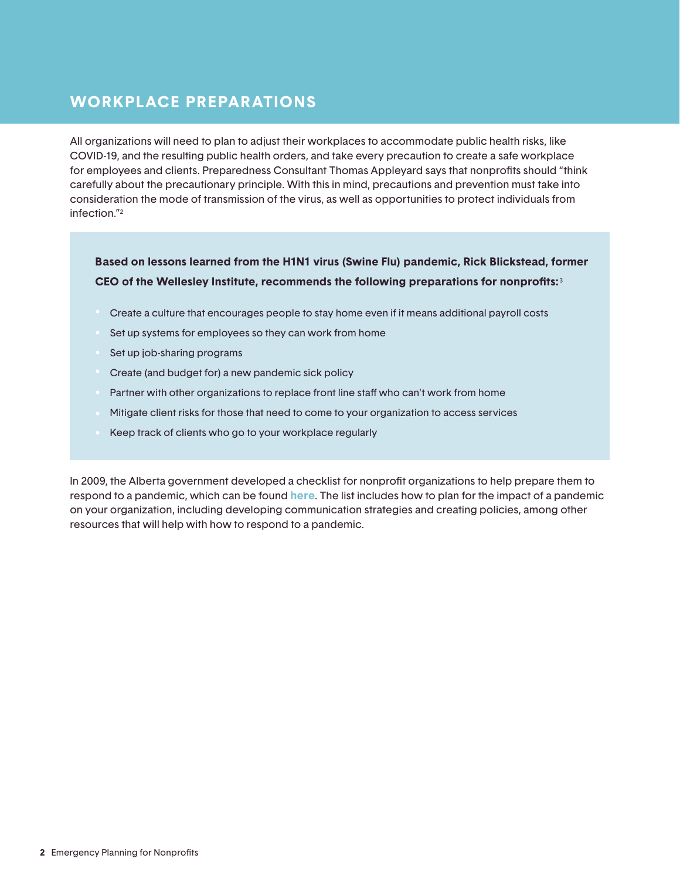## WORKPLACE PREPARATIONS

All organizations will need to plan to adjust their workplaces to accommodate public health risks, like COVID-19, and the resulting public health orders, and take every precaution to create a safe workplace for employees and clients. Preparedness Consultant Thomas Appleyard says that nonprofits should "think carefully about the precautionary principle. With this in mind, precautions and prevention must take into consideration the mode of transmission of the virus, as well as opportunities to protect individuals from infection."[2]

**Based on lessons learned from the H1N1 virus (Swine Flu) pandemic, Rick Blickstead, former CEO of the Wellesley Institute, recommends the following preparations for nonprofits:**[3]

- Create a culture that encourages people to stay home even if it means additional payroll costs
- Set up systems for employees so they can work from home
- Set up job-sharing programs
- Create (and budget for) a new pandemic sick policy
- Partner with other organizations to replace front line staff who can't work from home
- Mitigate client risks for those that need to come to your organization to access services
- Keep track of clients who go to your workplace regularly

In 2009, the Alberta government developed a checklist for nonprofit organizations to help prepare them to respond to a pandemic, which can be found **here**. The list includes how to plan for the impact of a pandemic on your organization, including developing communication strategies and creating policies, among other resources that will help with how to respond to a pandemic.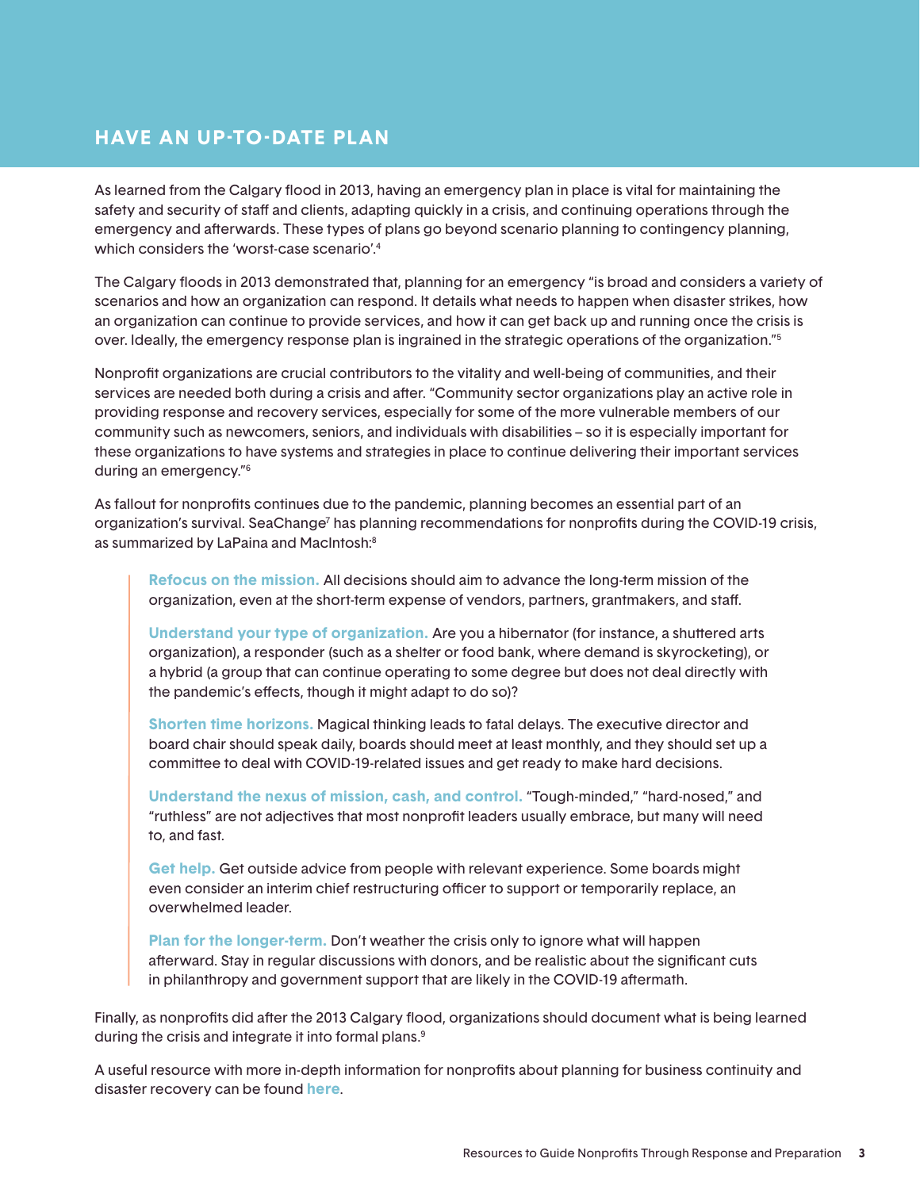## HAVE AN UP-TO-DATE PLAN

As learned from the Calgary flood in 2013, having an emergency plan in place is vital for maintaining the safety and security of staff and clients, adapting quickly in a crisis, and continuing operations through the emergency and afterwards. These types of plans go beyond scenario planning to contingency planning, which considers the 'worst-case scenario'.[4]

The Calgary floods in 2013 demonstrated that, planning for an emergency "is broad and considers a variety of scenarios and how an organization can respond. It details what needs to happen when disaster strikes, how an organization can continue to provide services, and how it can get back up and running once the crisis is over. Ideally, the emergency response plan is ingrained in the strategic operations of the organization."[5]

Nonprofit organizations are crucial contributors to the vitality and well-being of communities, and their services are needed both during a crisis and after. "Community sector organizations play an active role in providing response and recovery services, especially for some of the more vulnerable members of our community such as newcomers, seniors, and individuals with disabilities – so it is especially important for these organizations to have systems and strategies in place to continue delivering their important services during an emergency."[6]

As fallout for nonprofits continues due to the pandemic, planning becomes an essential part of an organization's survival. SeaChange[7] has planning recommendations for nonprofits during the COVID-19 crisis, as summarized by LaPaina and MacIntosh:[8]

> **Refocus on the mission.** All decisions should aim to advance the long-term mission of the organization, even at the short-term expense of vendors, partners, grantmakers, and staff.
>
> **Understand your type of organization.** Are you a hibernator (for instance, a shuttered arts organization), a responder (such as a shelter or food bank, where demand is skyrocketing), or a hybrid (a group that can continue operating to some degree but does not deal directly with the pandemic's effects, though it might adapt to do so)?
>
> **Shorten time horizons.** Magical thinking leads to fatal delays. The executive director and board chair should speak daily, boards should meet at least monthly, and they should set up a committee to deal with COVID-19-related issues and get ready to make hard decisions.
>
> **Understand the nexus of mission, cash, and control.** "Tough-minded," "hard-nosed," and "ruthless" are not adjectives that most nonprofit leaders usually embrace, but many will need to, and fast.
>
> **Get help.** Get outside advice from people with relevant experience. Some boards might even consider an interim chief restructuring officer to support or temporarily replace, an overwhelmed leader.
>
> **Plan for the longer-term.** Don't weather the crisis only to ignore what will happen afterward. Stay in regular discussions with donors, and be realistic about the significant cuts in philanthropy and government support that are likely in the COVID-19 aftermath.

Finally, as nonprofits did after the 2013 Calgary flood, organizations should document what is being learned during the crisis and integrate it into formal plans.[9]

A useful resource with more in-depth information for nonprofits about planning for business continuity and disaster recovery can be found **here**.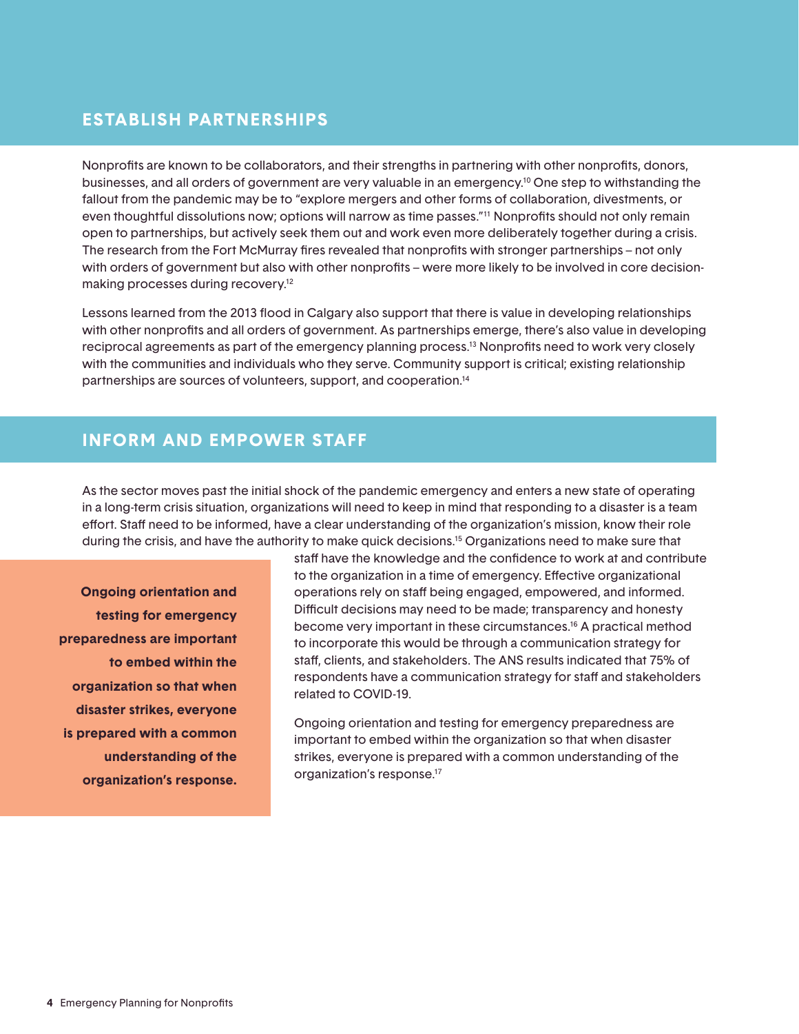## ESTABLISH PARTNERSHIPS

Nonprofits are known to be collaborators, and their strengths in partnering with other nonprofits, donors, businesses, and all orders of government are very valuable in an emergency.[10] One step to withstanding the fallout from the pandemic may be to "explore mergers and other forms of collaboration, divestments, or even thoughtful dissolutions now; options will narrow as time passes."[11] Nonprofits should not only remain open to partnerships, but actively seek them out and work even more deliberately together during a crisis. The research from the Fort McMurray fires revealed that nonprofits with stronger partnerships – not only with orders of government but also with other nonprofits – were more likely to be involved in core decision-making processes during recovery.[12]

Lessons learned from the 2013 flood in Calgary also support that there is value in developing relationships with other nonprofits and all orders of government. As partnerships emerge, there's also value in developing reciprocal agreements as part of the emergency planning process.[13] Nonprofits need to work very closely with the communities and individuals who they serve. Community support is critical; existing relationship partnerships are sources of volunteers, support, and cooperation.[14]

## INFORM AND EMPOWER STAFF

As the sector moves past the initial shock of the pandemic emergency and enters a new state of operating in a long-term crisis situation, organizations will need to keep in mind that responding to a disaster is a team effort. Staff need to be informed, have a clear understanding of the organization's mission, know their role during the crisis, and have the authority to make quick decisions.[15] Organizations need to make sure that staff have the knowledge and the confidence to work at and contribute to the organization in a time of emergency. Effective organizational operations rely on staff being engaged, empowered, and informed. Difficult decisions may need to be made; transparency and honesty become very important in these circumstances.[16] A practical method to incorporate this would be through a communication strategy for staff, clients, and stakeholders. The ANS results indicated that 75% of respondents have a communication strategy for staff and stakeholders related to COVID-19.

**Ongoing orientation and testing for emergency preparedness are important to embed within the organization so that when disaster strikes, everyone is prepared with a common understanding of the organization's response.**

Ongoing orientation and testing for emergency preparedness are important to embed within the organization so that when disaster strikes, everyone is prepared with a common understanding of the organization's response.[17]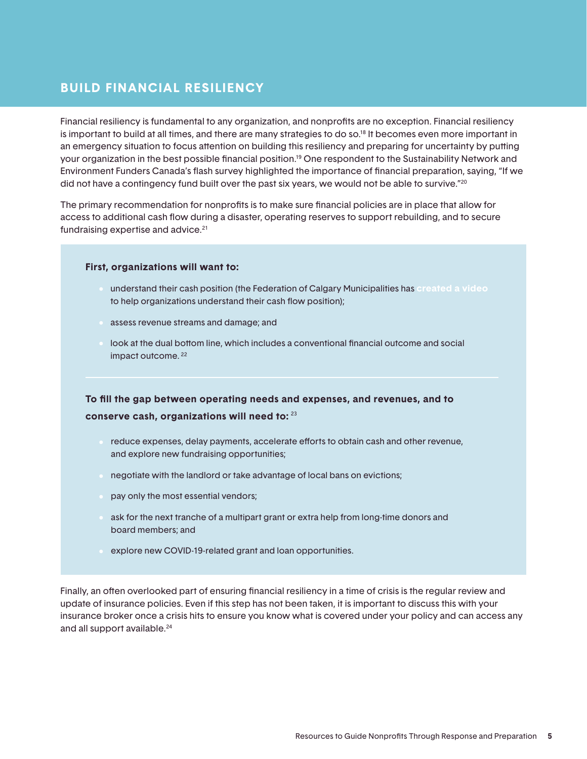## BUILD FINANCIAL RESILIENCY

Financial resiliency is fundamental to any organization, and nonprofits are no exception. Financial resiliency is important to build at all times, and there are many strategies to do so.[18] It becomes even more important in an emergency situation to focus attention on building this resiliency and preparing for uncertainty by putting your organization in the best possible financial position.[19] One respondent to the Sustainability Network and Environment Funders Canada's flash survey highlighted the importance of financial preparation, saying, "If we did not have a contingency fund built over the past six years, we would not be able to survive."[20]

The primary recommendation for nonprofits is to make sure financial policies are in place that allow for access to additional cash flow during a disaster, operating reserves to support rebuilding, and to secure fundraising expertise and advice.[21]

**First, organizations will want to:**

- understand their cash position (the Federation of Calgary Municipalities has **created a video** to help organizations understand their cash flow position);
- assess revenue streams and damage; and
- look at the dual bottom line, which includes a conventional financial outcome and social impact outcome.[22]

---

**To fill the gap between operating needs and expenses, and revenues, and to conserve cash, organizations will need to:**[23]

- reduce expenses, delay payments, accelerate efforts to obtain cash and other revenue, and explore new fundraising opportunities;
- negotiate with the landlord or take advantage of local bans on evictions;
- pay only the most essential vendors;
- ask for the next tranche of a multipart grant or extra help from long-time donors and board members; and
- explore new COVID-19-related grant and loan opportunities.

Finally, an often overlooked part of ensuring financial resiliency in a time of crisis is the regular review and update of insurance policies. Even if this step has not been taken, it is important to discuss this with your insurance broker once a crisis hits to ensure you know what is covered under your policy and can access any and all support available.[24]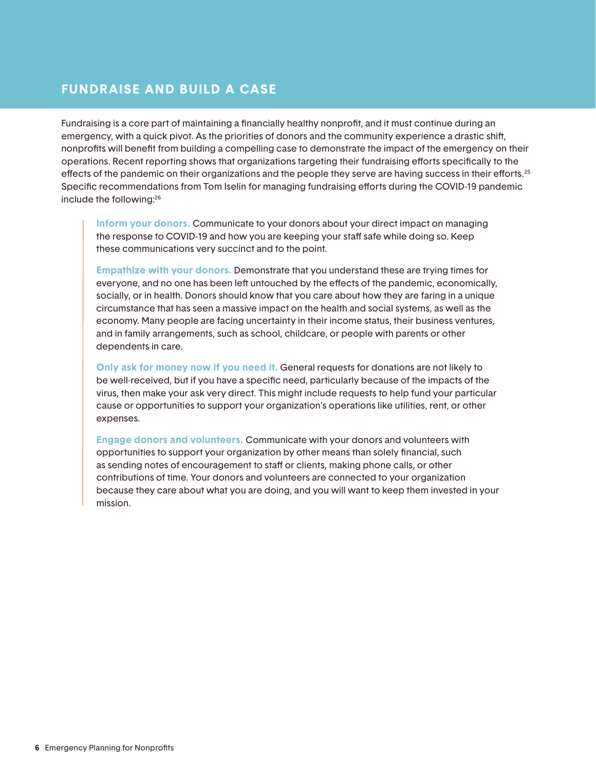## FUNDRAISE AND BUILD A CASE

Fundraising is a core part of maintaining a financially healthy nonprofit, and it must continue during an emergency, with a quick pivot. As the priorities of donors and the community experience a drastic shift, nonprofits will benefit from building a compelling case to demonstrate the impact of the emergency on their operations. Recent reporting shows that organizations targeting their fundraising efforts specifically to the effects of the pandemic on their organizations and the people they serve are having success in their efforts.[25] Specific recommendations from Tom Iselin for managing fundraising efforts during the COVID-19 pandemic include the following:[26]

> **Inform your donors.** Communicate to your donors about your direct impact on managing the response to COVID-19 and how you are keeping your staff safe while doing so. Keep these communications very succinct and to the point.
>
> **Empathize with your donors.** Demonstrate that you understand these are trying times for everyone, and no one has been left untouched by the effects of the pandemic, economically, socially, or in health. Donors should know that you care about how they are faring in a unique circumstance that has seen a massive impact on the health and social systems, as well as the economy. Many people are facing uncertainty in their income status, their business ventures, and in family arrangements, such as school, childcare, or people with parents or other dependents in care.
>
> **Only ask for money now if you need it.** General requests for donations are not likely to be well-received, but if you have a specific need, particularly because of the impacts of the virus, then make your ask very direct. This might include requests to help fund your particular cause or opportunities to support your organization's operations like utilities, rent, or other expenses.
>
> **Engage donors and volunteers.** Communicate with your donors and volunteers with opportunities to support your organization by other means than solely financial, such as sending notes of encouragement to staff or clients, making phone calls, or other contributions of time. Your donors and volunteers are connected to your organization because they care about what you are doing, and you will want to keep them invested in your mission.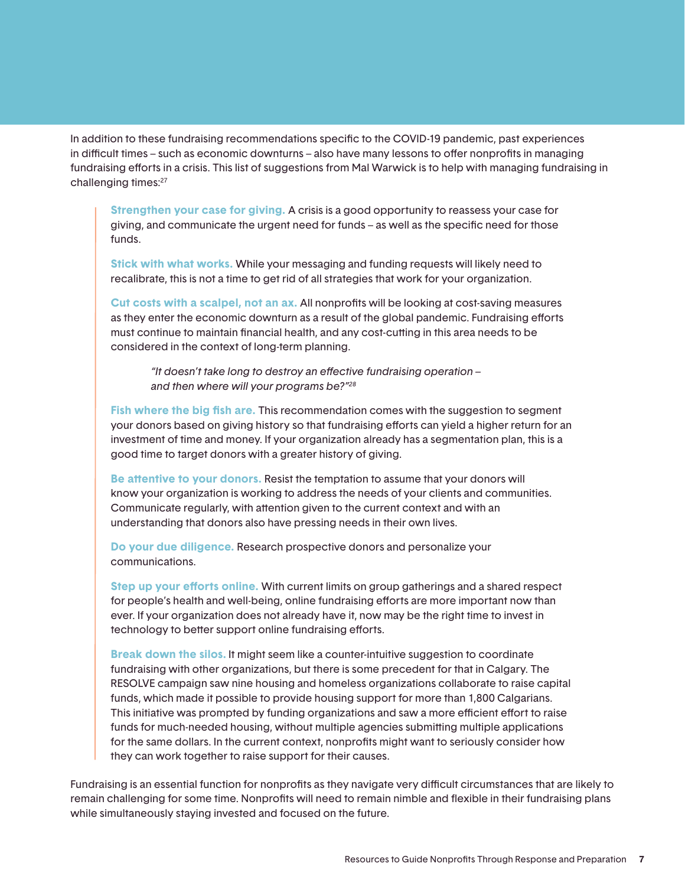In addition to these fundraising recommendations specific to the COVID-19 pandemic, past experiences in difficult times – such as economic downturns – also have many lessons to offer nonprofits in managing fundraising efforts in a crisis. This list of suggestions from Mal Warwick is to help with managing fundraising in challenging times:[27]

> **Strengthen your case for giving.** A crisis is a good opportunity to reassess your case for giving, and communicate the urgent need for funds – as well as the specific need for those funds.
>
> **Stick with what works.** While your messaging and funding requests will likely need to recalibrate, this is not a time to get rid of all strategies that work for your organization.
>
> **Cut costs with a scalpel, not an ax.** All nonprofits will be looking at cost-saving measures as they enter the economic downturn as a result of the global pandemic. Fundraising efforts must continue to maintain financial health, and any cost-cutting in this area needs to be considered in the context of long-term planning.
>
> > *"It doesn't take long to destroy an effective fundraising operation – and then where will your programs be?"*[28]
>
> **Fish where the big fish are.** This recommendation comes with the suggestion to segment your donors based on giving history so that fundraising efforts can yield a higher return for an investment of time and money. If your organization already has a segmentation plan, this is a good time to target donors with a greater history of giving.
>
> **Be attentive to your donors.** Resist the temptation to assume that your donors will know your organization is working to address the needs of your clients and communities. Communicate regularly, with attention given to the current context and with an understanding that donors also have pressing needs in their own lives.
>
> **Do your due diligence.** Research prospective donors and personalize your communications.
>
> **Step up your efforts online.** With current limits on group gatherings and a shared respect for people's health and well-being, online fundraising efforts are more important now than ever. If your organization does not already have it, now may be the right time to invest in technology to better support online fundraising efforts.
>
> **Break down the silos.** It might seem like a counter-intuitive suggestion to coordinate fundraising with other organizations, but there is some precedent for that in Calgary. The RESOLVE campaign saw nine housing and homeless organizations collaborate to raise capital funds, which made it possible to provide housing support for more than 1,800 Calgarians. This initiative was prompted by funding organizations and saw a more efficient effort to raise funds for much-needed housing, without multiple agencies submitting multiple applications for the same dollars. In the current context, nonprofits might want to seriously consider how they can work together to raise support for their causes.

Fundraising is an essential function for nonprofits as they navigate very difficult circumstances that are likely to remain challenging for some time. Nonprofits will need to remain nimble and flexible in their fundraising plans while simultaneously staying invested and focused on the future.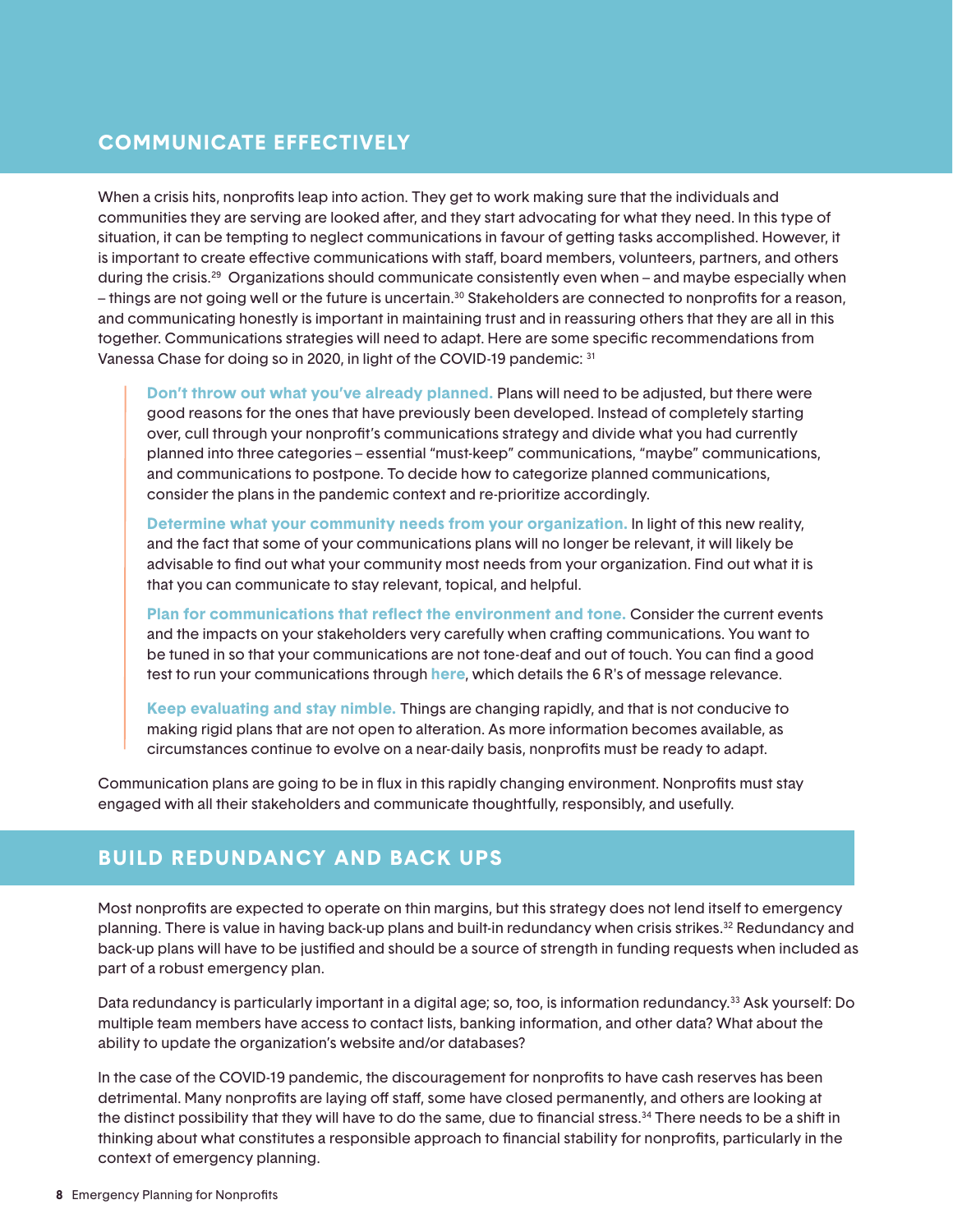## COMMUNICATE EFFECTIVELY

When a crisis hits, nonprofits leap into action. They get to work making sure that the individuals and communities they are serving are looked after, and they start advocating for what they need. In this type of situation, it can be tempting to neglect communications in favour of getting tasks accomplished. However, it is important to create effective communications with staff, board members, volunteers, partners, and others during the crisis.[29] Organizations should communicate consistently even when – and maybe especially when – things are not going well or the future is uncertain.[30] Stakeholders are connected to nonprofits for a reason, and communicating honestly is important in maintaining trust and in reassuring others that they are all in this together. Communications strategies will need to adapt. Here are some specific recommendations from Vanessa Chase for doing so in 2020, in light of the COVID-19 pandemic: [31]

> **Don't throw out what you've already planned.** Plans will need to be adjusted, but there were good reasons for the ones that have previously been developed. Instead of completely starting over, cull through your nonprofit's communications strategy and divide what you had currently planned into three categories – essential "must-keep" communications, "maybe" communications, and communications to postpone. To decide how to categorize planned communications, consider the plans in the pandemic context and re-prioritize accordingly.
>
> **Determine what your community needs from your organization.** In light of this new reality, and the fact that some of your communications plans will no longer be relevant, it will likely be advisable to find out what your community most needs from your organization. Find out what it is that you can communicate to stay relevant, topical, and helpful.
>
> **Plan for communications that reflect the environment and tone.** Consider the current events and the impacts on your stakeholders very carefully when crafting communications. You want to be tuned in so that your communications are not tone-deaf and out of touch. You can find a good test to run your communications through **here**, which details the 6 R's of message relevance.
>
> **Keep evaluating and stay nimble.** Things are changing rapidly, and that is not conducive to making rigid plans that are not open to alteration. As more information becomes available, as circumstances continue to evolve on a near-daily basis, nonprofits must be ready to adapt.

Communication plans are going to be in flux in this rapidly changing environment. Nonprofits must stay engaged with all their stakeholders and communicate thoughtfully, responsibly, and usefully.

## BUILD REDUNDANCY AND BACK UPS

Most nonprofits are expected to operate on thin margins, but this strategy does not lend itself to emergency planning. There is value in having back-up plans and built-in redundancy when crisis strikes.[32] Redundancy and back-up plans will have to be justified and should be a source of strength in funding requests when included as part of a robust emergency plan.

Data redundancy is particularly important in a digital age; so, too, is information redundancy.[33] Ask yourself: Do multiple team members have access to contact lists, banking information, and other data? What about the ability to update the organization's website and/or databases?

In the case of the COVID-19 pandemic, the discouragement for nonprofits to have cash reserves has been detrimental. Many nonprofits are laying off staff, some have closed permanently, and others are looking at the distinct possibility that they will have to do the same, due to financial stress.[34] There needs to be a shift in thinking about what constitutes a responsible approach to financial stability for nonprofits, particularly in the context of emergency planning.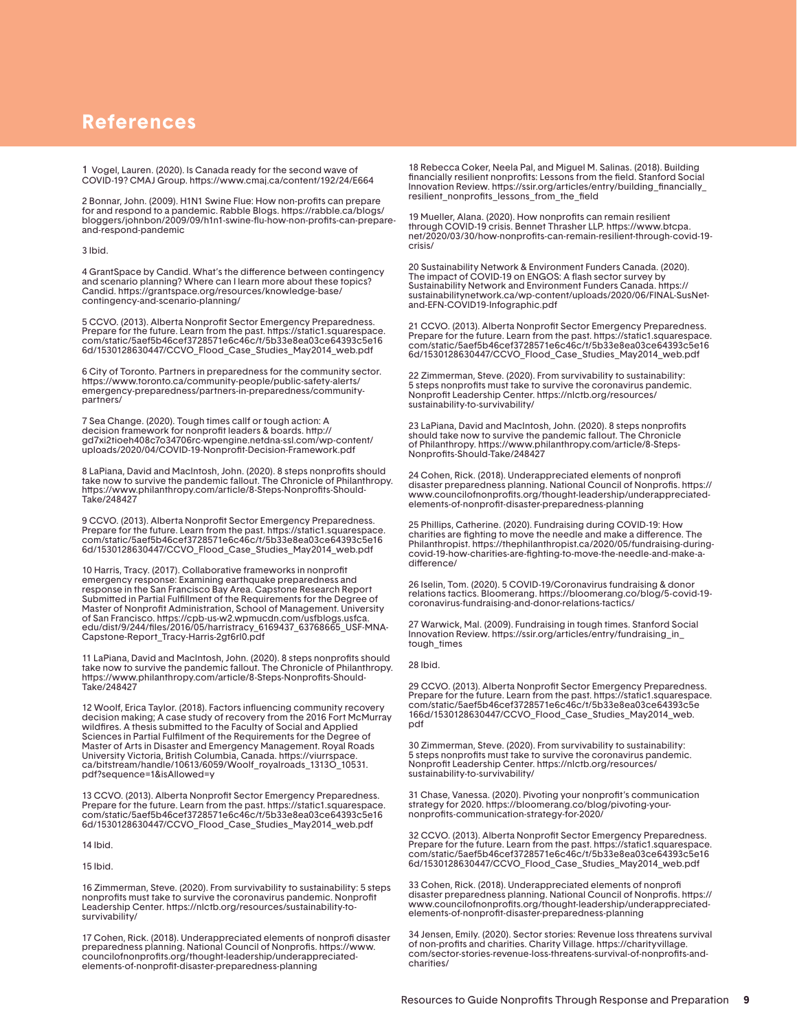# References

1 Vogel, Lauren. (2020). Is Canada ready for the second wave of COVID-19? CMAJ Group. https://www.cmaj.ca/content/192/24/E664

2 Bonnar, John. (2009). H1N1 Swine Flue: How non-profits can prepare for and respond to a pandemic. Rabble Blogs. https://rabble.ca/blogs/bloggers/johnbon/2009/09/h1n1-swine-flu-how-non-profits-can-prepare-and-respond-pandemic

3 Ibid.

4 GrantSpace by Candid. What's the difference between contingency and scenario planning? Where can I learn more about these topics? Candid. https://grantspace.org/resources/knowledge-base/contingency-and-scenario-planning/

5 CCVO. (2013). Alberta Nonprofit Sector Emergency Preparedness. Prepare for the future. Learn from the past. https://static1.squarespace.com/static/5aef5b46cef3728571e6c46c/t/5b33e8ea03ce64393c5e166d/1530128630447/CCVO_Flood_Case_Studies_May2014_web.pdf

6 City of Toronto. Partners in preparedness for the community sector. https://www.toronto.ca/community-people/public-safety-alerts/emergency-preparedness/partners-in-preparedness/community-partners/

7 Sea Change. (2020). Tough times callf or tough action: A decision framework for nonprofit leaders & boards. http://gd7xi2tioeh408c7o34706rc-wpengine.netdna-ssl.com/wp-content/uploads/2020/04/COVID-19-Nonprofit-Decision-Framework.pdf

8 LaPiana, David and MacIntosh, John. (2020). 8 steps nonprofits should take now to survive the pandemic fallout. The Chronicle of Philanthropy. https://www.philanthropy.com/article/8-Steps-Nonprofits-Should-Take/248427

9 CCVO. (2013). Alberta Nonprofit Sector Emergency Preparedness. Prepare for the future. Learn from the past. https://static1.squarespace.com/static/5aef5b46cef3728571e6c46c/t/5b33e8ea03ce64393c5e166d/1530128630447/CCVO_Flood_Case_Studies_May2014_web.pdf

10 Harris, Tracy. (2017). Collaborative frameworks in nonprofit emergency response: Examining earthquake preparedness and response in the San Francisco Bay Area. Capstone Research Report Submitted in Partial Fulfillment of the Requirements for the Degree of Master of Nonprofit Administration, School of Management. University of San Francisco. https://cpb-us-w2.wpmucdn.com/usfblogs.usfca.edu/dist/9/244/files/2016/05/harristracy_6169437_63768665_USF-MNA-Capstone-Report_Tracy-Harris-2gt6rl0.pdf

11 LaPiana, David and MacIntosh, John. (2020). 8 steps nonprofits should take now to survive the pandemic fallout. The Chronicle of Philanthropy. https://www.philanthropy.com/article/8-Steps-Nonprofits-Should-Take/248427

12 Woolf, Erica Taylor. (2018). Factors influencing community recovery decision making; A case study of recovery from the 2016 Fort McMurray wildfires. A thesis submitted to the Faculty of Social and Applied Sciences in Partial Fulfilment of the Requirements for the Degree of Master of Arts in Disaster and Emergency Management. Royal Roads University Victoria, British Columbia, Canada. https://viurrspace.ca/bitstream/handle/10613/6059/Woolf_royalroads_1313O_10531.pdf?sequence=1&isAllowed=y

13 CCVO. (2013). Alberta Nonprofit Sector Emergency Preparedness. Prepare for the future. Learn from the past. https://static1.squarespace.com/static/5aef5b46cef3728571e6c46c/t/5b33e8ea03ce64393c5e166d/1530128630447/CCVO_Flood_Case_Studies_May2014_web.pdf

14 Ibid.

15 Ibid.

16 Zimmerman, Steve. (2020). From survivability to sustainability: 5 steps nonprofits must take to survive the coronavirus pandemic. Nonprofit Leadership Center. https://nlctb.org/resources/sustainability-to-survivability/

17 Cohen, Rick. (2018). Underappreciated elements of nonprofi disaster preparedness planning. National Council of Nonprofis. https://www.councilofnonprofits.org/thought-leadership/underappreciated-elements-of-nonprofit-disaster-preparedness-planning

18 Rebecca Coker, Neela Pal, and Miguel M. Salinas. (2018). Building financially resilient nonprofits: Lessons from the field. Stanford Social Innovation Review. https://ssir.org/articles/entry/building_financially_resilient_nonprofits_lessons_from_the_field

19 Mueller, Alana. (2020). How nonprofits can remain resilient through COVID-19 crisis. Bennet Thrasher LLP. https://www.btcpa.net/2020/03/30/how-nonprofits-can-remain-resilient-through-covid-19-crisis/

20 Sustainability Network & Environment Funders Canada. (2020). The impact of COVID-19 on ENGOS: A flash sector survey by Sustainability Network and Environment Funders Canada. https://sustainabilitynetwork.ca/wp-content/uploads/2020/06/FINAL-SusNet-and-EFN-COVID19-Infographic.pdf

21 CCVO. (2013). Alberta Nonprofit Sector Emergency Preparedness. Prepare for the future. Learn from the past. https://static1.squarespace.com/static/5aef5b46cef3728571e6c46c/t/5b33e8ea03ce64393c5e166d/1530128630447/CCVO_Flood_Case_Studies_May2014_web.pdf

22 Zimmerman, Steve. (2020). From survivability to sustainability: 5 steps nonprofits must take to survive the coronavirus pandemic. Nonprofit Leadership Center. https://nlctb.org/resources/sustainability-to-survivability/

23 LaPiana, David and MacIntosh, John. (2020). 8 steps nonprofits should take now to survive the pandemic fallout. The Chronicle of Philanthropy. https://www.philanthropy.com/article/8-Steps-Nonprofits-Should-Take/248427

24 Cohen, Rick. (2018). Underappreciated elements of nonprofi disaster preparedness planning. National Council of Nonprofis. https://www.councilofnonprofits.org/thought-leadership/underappreciated-elements-of-nonprofit-disaster-preparedness-planning

25 Phillips, Catherine. (2020). Fundraising during COVID-19: How charities are fighting to move the needle and make a difference. The Philanthropist. https://thephilanthropist.ca/2020/05/fundraising-during-covid-19-how-charities-are-fighting-to-move-the-needle-and-make-a-difference/

26 Iselin, Tom. (2020). 5 COVID-19/Coronavirus fundraising & donor relations tactics. Bloomerang. https://bloomerang.co/blog/5-covid-19-coronavirus-fundraising-and-donor-relations-tactics/

27 Warwick, Mal. (2009). Fundraising in tough times. Stanford Social Innovation Review. https://ssir.org/articles/entry/fundraising_in_tough_times

28 Ibid.

29 CCVO. (2013). Alberta Nonprofit Sector Emergency Preparedness. Prepare for the future. Learn from the past. https://static1.squarespace.com/static/5aef5b46cef3728571e6c46c/t/5b33e8ea03ce64393c5e166d/1530128630447/CCVO_Flood_Case_Studies_May2014_web.pdf

30 Zimmerman, Steve. (2020). From survivability to sustainability: 5 steps nonprofits must take to survive the coronavirus pandemic. Nonprofit Leadership Center. https://nlctb.org/resources/sustainability-to-survivability/

31 Chase, Vanessa. (2020). Pivoting your nonprofit's communication strategy for 2020. https://bloomerang.co/blog/pivoting-your-nonprofits-communication-strategy-for-2020/

32 CCVO. (2013). Alberta Nonprofit Sector Emergency Preparedness. Prepare for the future. Learn from the past. https://static1.squarespace.com/static/5aef5b46cef3728571e6c46c/t/5b33e8ea03ce64393c5e166d/1530128630447/CCVO_Flood_Case_Studies_May2014_web.pdf

33 Cohen, Rick. (2018). Underappreciated elements of nonprofi disaster preparedness planning. National Council of Nonprofis. https://www.councilofnonprofits.org/thought-leadership/underappreciated-elements-of-nonprofit-disaster-preparedness-planning

34 Jensen, Emily. (2020). Sector stories: Revenue loss threatens survival of non-profits and charities. Charity Village. https://charityvillage.com/sector-stories-revenue-loss-threatens-survival-of-nonprofits-and-charities/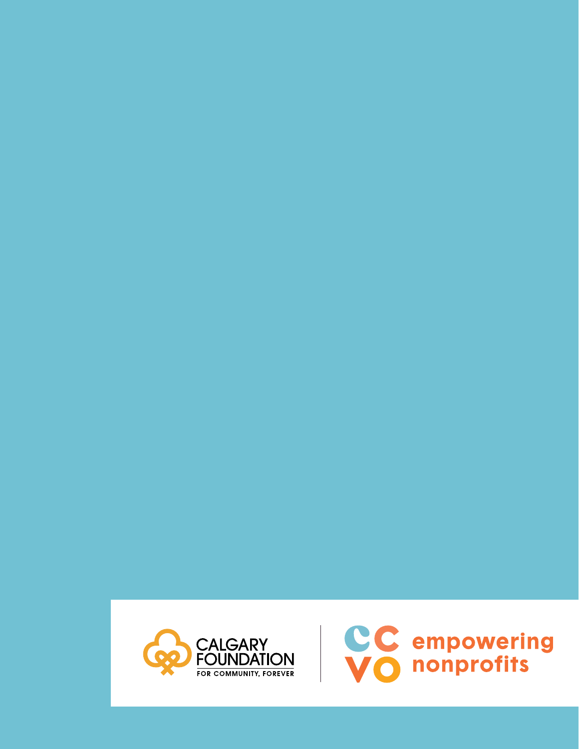CALGARY FOUNDATION

FOR COMMUNITY, FOREVER

CCVO empowering nonprofits